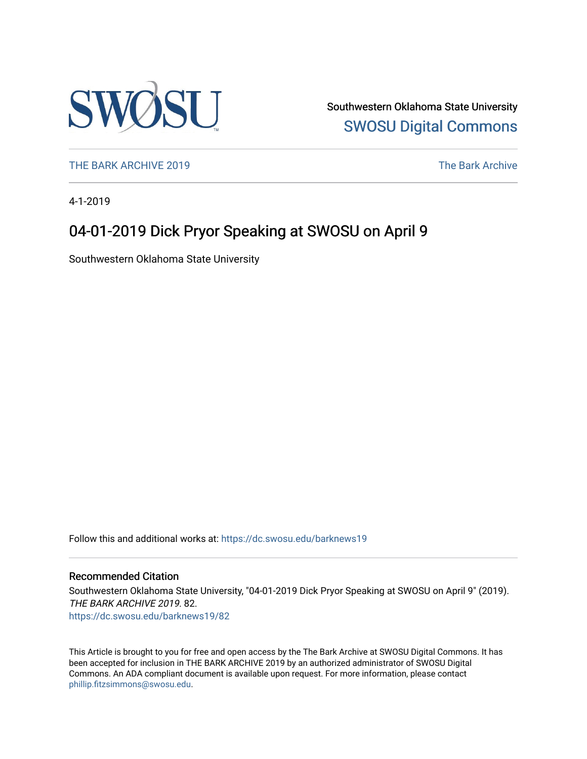Southwestern Oklahoma State University
SWOSU Digital Commons

THE BARK ARCHIVE 2019

The Bark Archive

4-1-2019

# 04-01-2019 Dick Pryor Speaking at SWOSU on April 9

Southwestern Oklahoma State University

Follow this and additional works at: https://dc.swosu.edu/barknews19

## Recommended Citation

Southwestern Oklahoma State University, "04-01-2019 Dick Pryor Speaking at SWOSU on April 9" (2019). *THE BARK ARCHIVE 2019*. 82.
https://dc.swosu.edu/barknews19/82

This Article is brought to you for free and open access by the The Bark Archive at SWOSU Digital Commons. It has been accepted for inclusion in THE BARK ARCHIVE 2019 by an authorized administrator of SWOSU Digital Commons. An ADA compliant document is available upon request. For more information, please contact phillip.fitzsimmons@swosu.edu.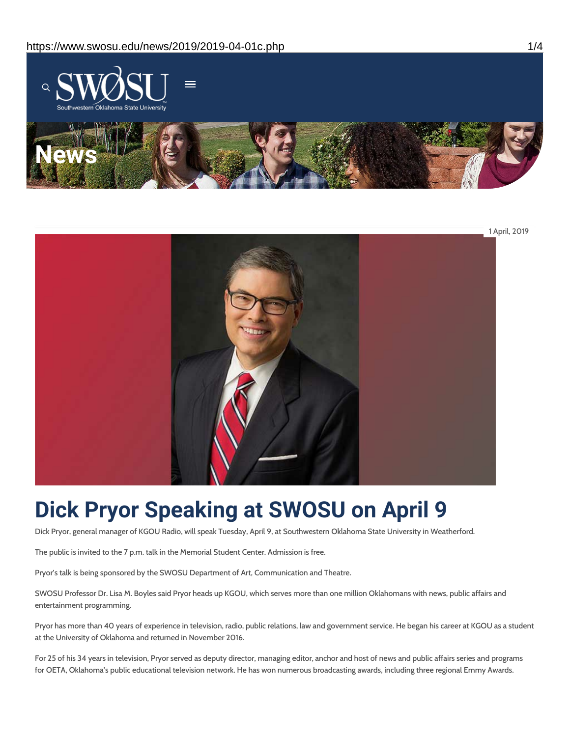# News

1 April, 2019

# Dick Pryor Speaking at SWOSU on April 9

Dick Pryor, general manager of KGOU Radio, will speak Tuesday, April 9, at Southwestern Oklahoma State University in Weatherford.

The public is invited to the 7 p.m. talk in the Memorial Student Center. Admission is free.

Pryor's talk is being sponsored by the SWOSU Department of Art, Communication and Theatre.

SWOSU Professor Dr. Lisa M. Boyles said Pryor heads up KGOU, which serves more than one million Oklahomans with news, public affairs and entertainment programming.

Pryor has more than 40 years of experience in television, radio, public relations, law and government service. He began his career at KGOU as a student at the University of Oklahoma and returned in November 2016.

For 25 of his 34 years in television, Pryor served as deputy director, managing editor, anchor and host of news and public affairs series and programs for OETA, Oklahoma's public educational television network. He has won numerous broadcasting awards, including three regional Emmy Awards.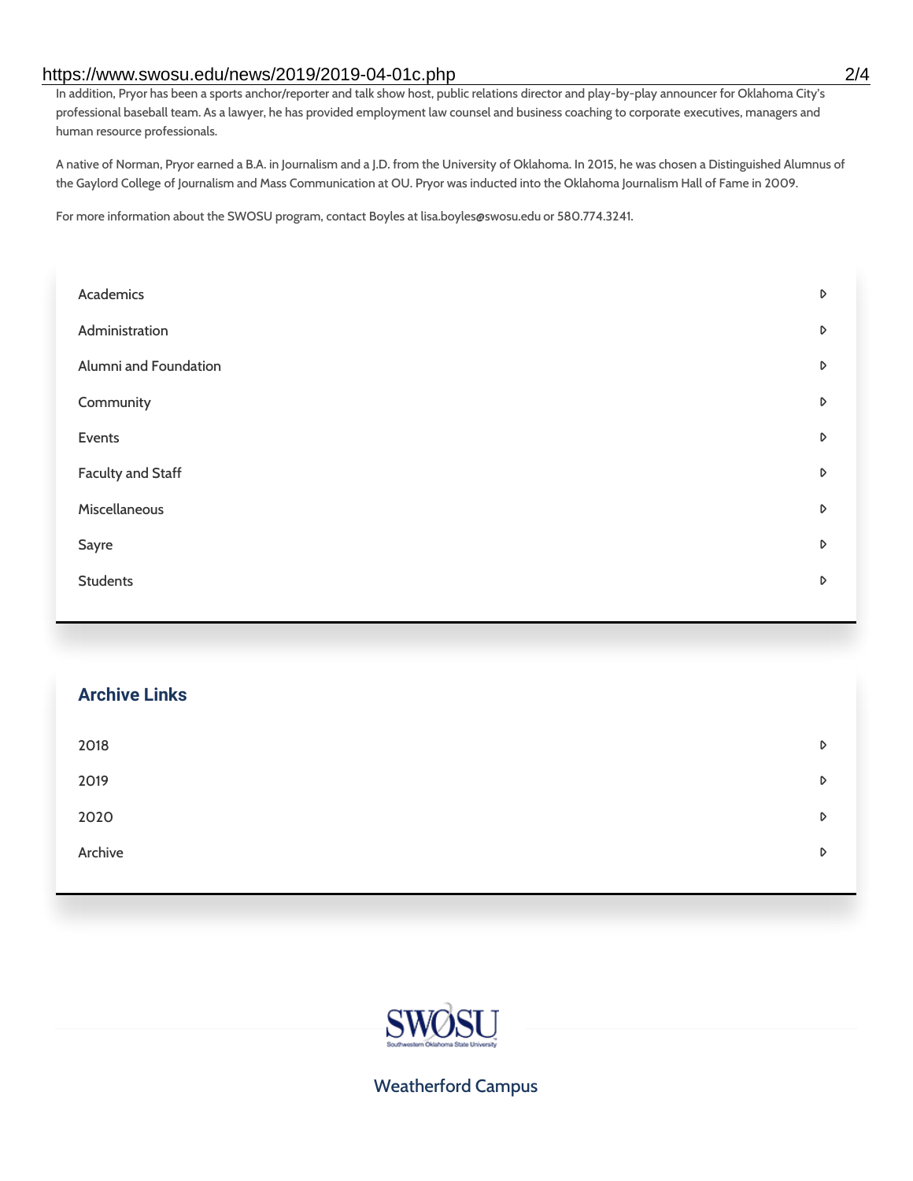In addition, Pryor has been a sports anchor/reporter and talk show host, public relations director and play-by-play announcer for Oklahoma City's professional baseball team. As a lawyer, he has provided employment law counsel and business coaching to corporate executives, managers and human resource professionals.

A native of Norman, Pryor earned a B.A. in Journalism and a J.D. from the University of Oklahoma. In 2015, he was chosen a Distinguished Alumnus of the Gaylord College of Journalism and Mass Communication at OU. Pryor was inducted into the Oklahoma Journalism Hall of Fame in 2009.

For more information about the SWOSU program, contact Boyles at lisa.boyles@swosu.edu or 580.774.3241.

- Academics
- Administration
- Alumni and Foundation
- Community
- Events
- Faculty and Staff
- Miscellaneous
- Sayre
- Students

## Archive Links

- 2018
- 2019
- 2020
- Archive

SWOSU
Southwestern Oklahoma State University

Weatherford Campus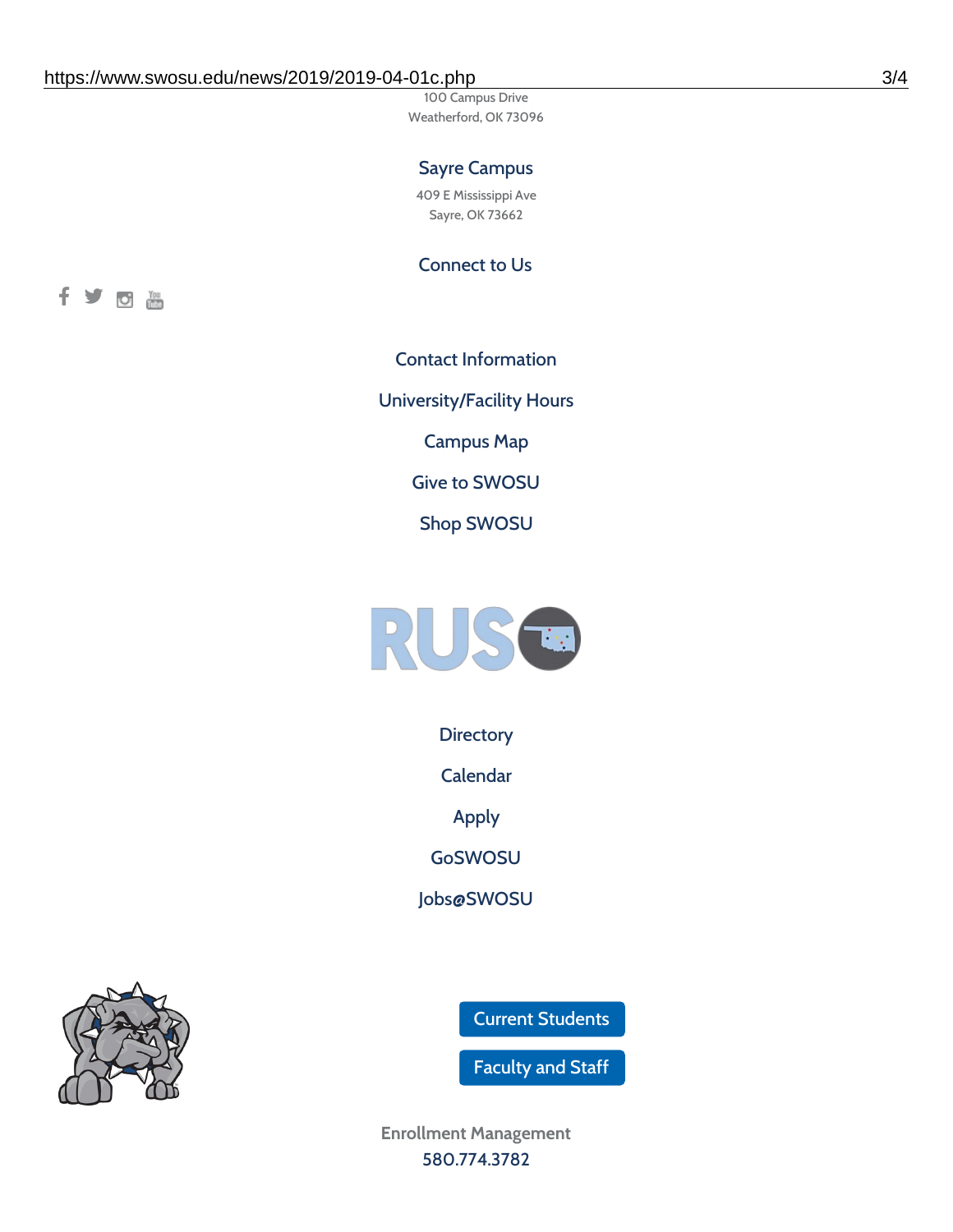100 Campus Drive
Weatherford, OK 73096

### Sayre Campus

409 E Mississippi Ave
Sayre, OK 73662

### Connect to Us

Contact Information

University/Facility Hours

Campus Map

Give to SWOSU

Shop SWOSU

Directory

Calendar

Apply

GoSWOSU

Jobs@SWOSU

Current Students

Faculty and Staff

Enrollment Management
580.774.3782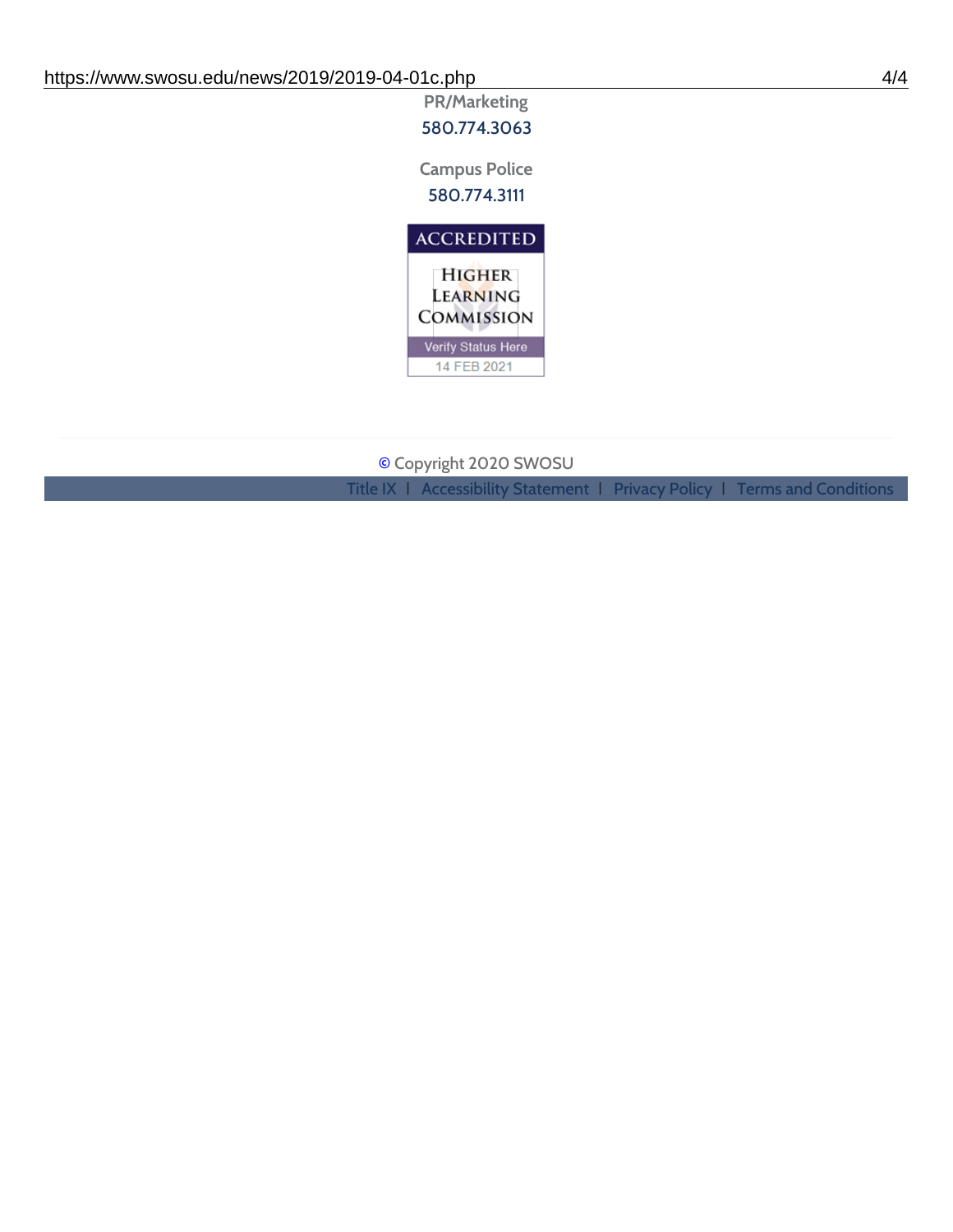PR/Marketing

580.774.3063

Campus Police

580.774.3111

ACCREDITED

HIGHER LEARNING COMMISSION

Verify Status Here

14 FEB 2021

© Copyright 2020 SWOSU

Title IX | Accessibility Statement | Privacy Policy | Terms and Conditions